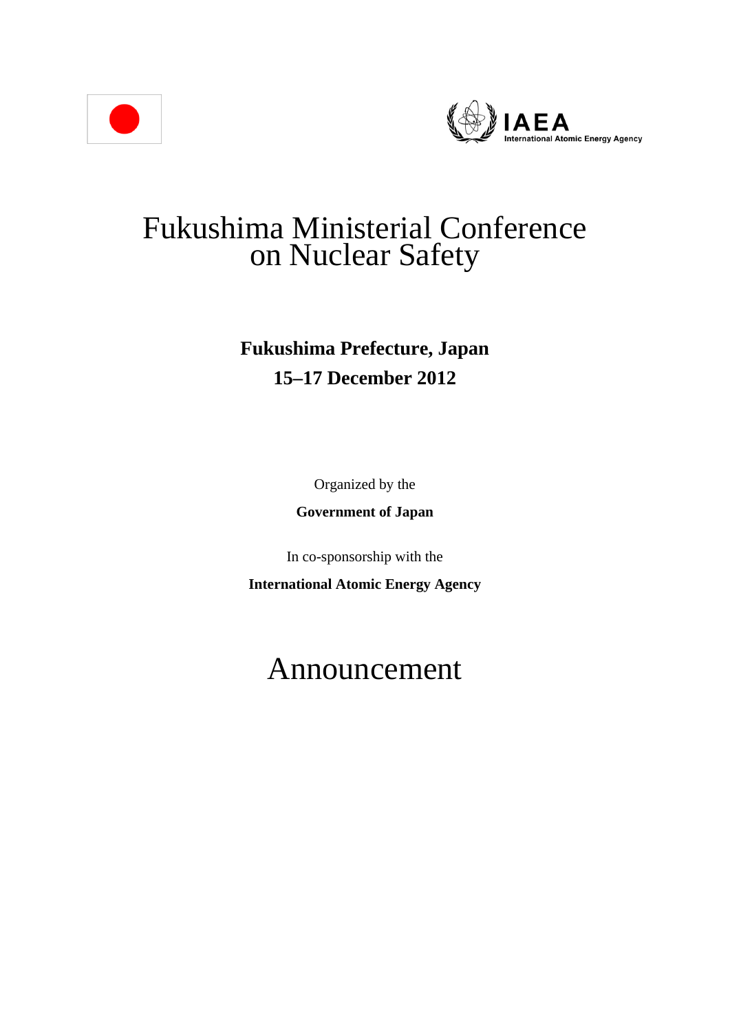IAEA
International Atomic Energy Agency

# Fukushima Ministerial Conference on Nuclear Safety

**Fukushima Prefecture, Japan**

**15–17 December 2012**

Organized by the

**Government of Japan**

In co-sponsorship with the

**International Atomic Energy Agency**

# Announcement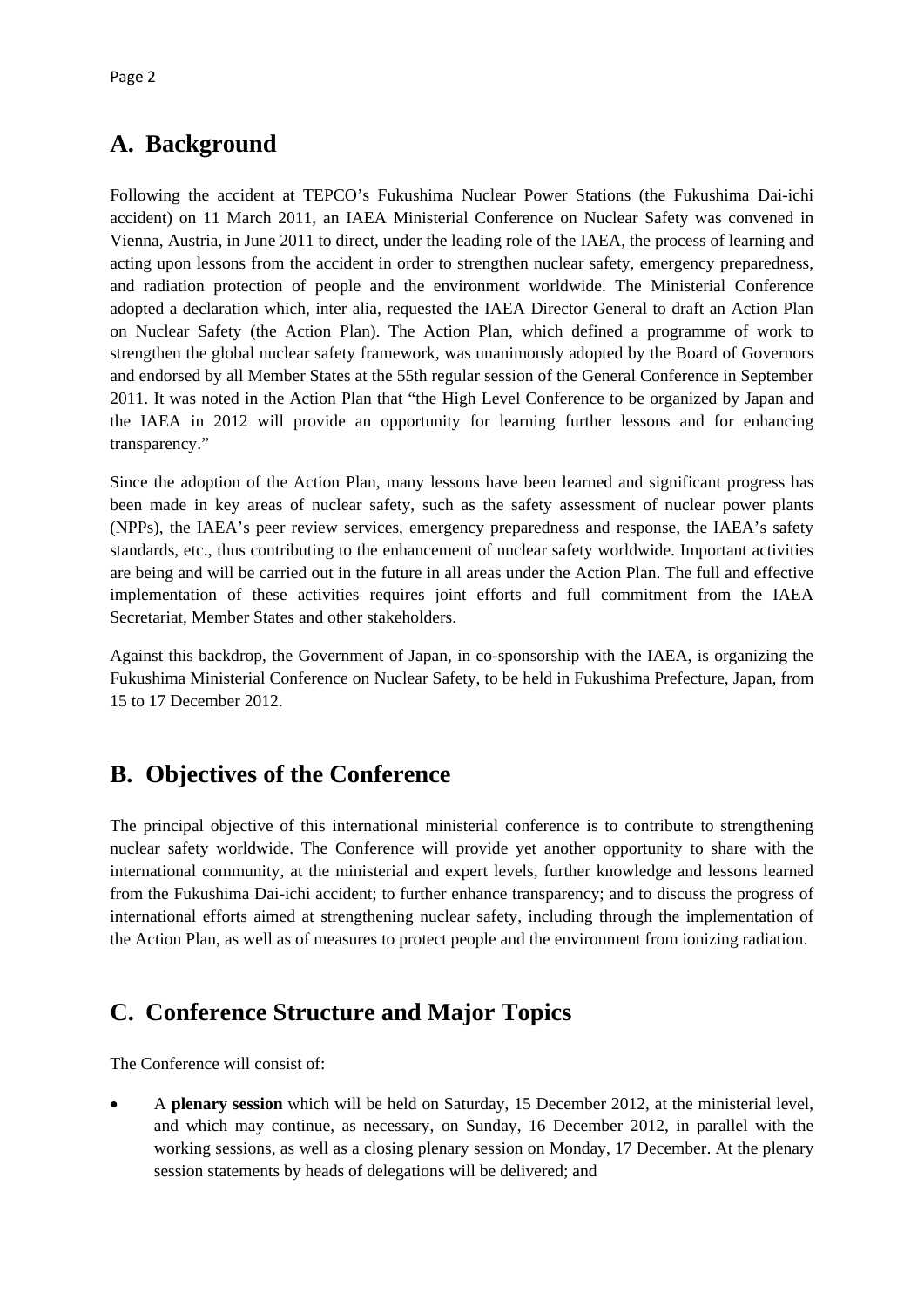## A. Background

Following the accident at TEPCO's Fukushima Nuclear Power Stations (the Fukushima Dai-ichi accident) on 11 March 2011, an IAEA Ministerial Conference on Nuclear Safety was convened in Vienna, Austria, in June 2011 to direct, under the leading role of the IAEA, the process of learning and acting upon lessons from the accident in order to strengthen nuclear safety, emergency preparedness, and radiation protection of people and the environment worldwide. The Ministerial Conference adopted a declaration which, inter alia, requested the IAEA Director General to draft an Action Plan on Nuclear Safety (the Action Plan). The Action Plan, which defined a programme of work to strengthen the global nuclear safety framework, was unanimously adopted by the Board of Governors and endorsed by all Member States at the 55th regular session of the General Conference in September 2011. It was noted in the Action Plan that "the High Level Conference to be organized by Japan and the IAEA in 2012 will provide an opportunity for learning further lessons and for enhancing transparency."

Since the adoption of the Action Plan, many lessons have been learned and significant progress has been made in key areas of nuclear safety, such as the safety assessment of nuclear power plants (NPPs), the IAEA's peer review services, emergency preparedness and response, the IAEA's safety standards, etc., thus contributing to the enhancement of nuclear safety worldwide. Important activities are being and will be carried out in the future in all areas under the Action Plan. The full and effective implementation of these activities requires joint efforts and full commitment from the IAEA Secretariat, Member States and other stakeholders.

Against this backdrop, the Government of Japan, in co-sponsorship with the IAEA, is organizing the Fukushima Ministerial Conference on Nuclear Safety, to be held in Fukushima Prefecture, Japan, from 15 to 17 December 2012.

## B. Objectives of the Conference

The principal objective of this international ministerial conference is to contribute to strengthening nuclear safety worldwide. The Conference will provide yet another opportunity to share with the international community, at the ministerial and expert levels, further knowledge and lessons learned from the Fukushima Dai-ichi accident; to further enhance transparency; and to discuss the progress of international efforts aimed at strengthening nuclear safety, including through the implementation of the Action Plan, as well as of measures to protect people and the environment from ionizing radiation.

## C. Conference Structure and Major Topics

The Conference will consist of:

- A **plenary session** which will be held on Saturday, 15 December 2012, at the ministerial level, and which may continue, as necessary, on Sunday, 16 December 2012, in parallel with the working sessions, as well as a closing plenary session on Monday, 17 December. At the plenary session statements by heads of delegations will be delivered; and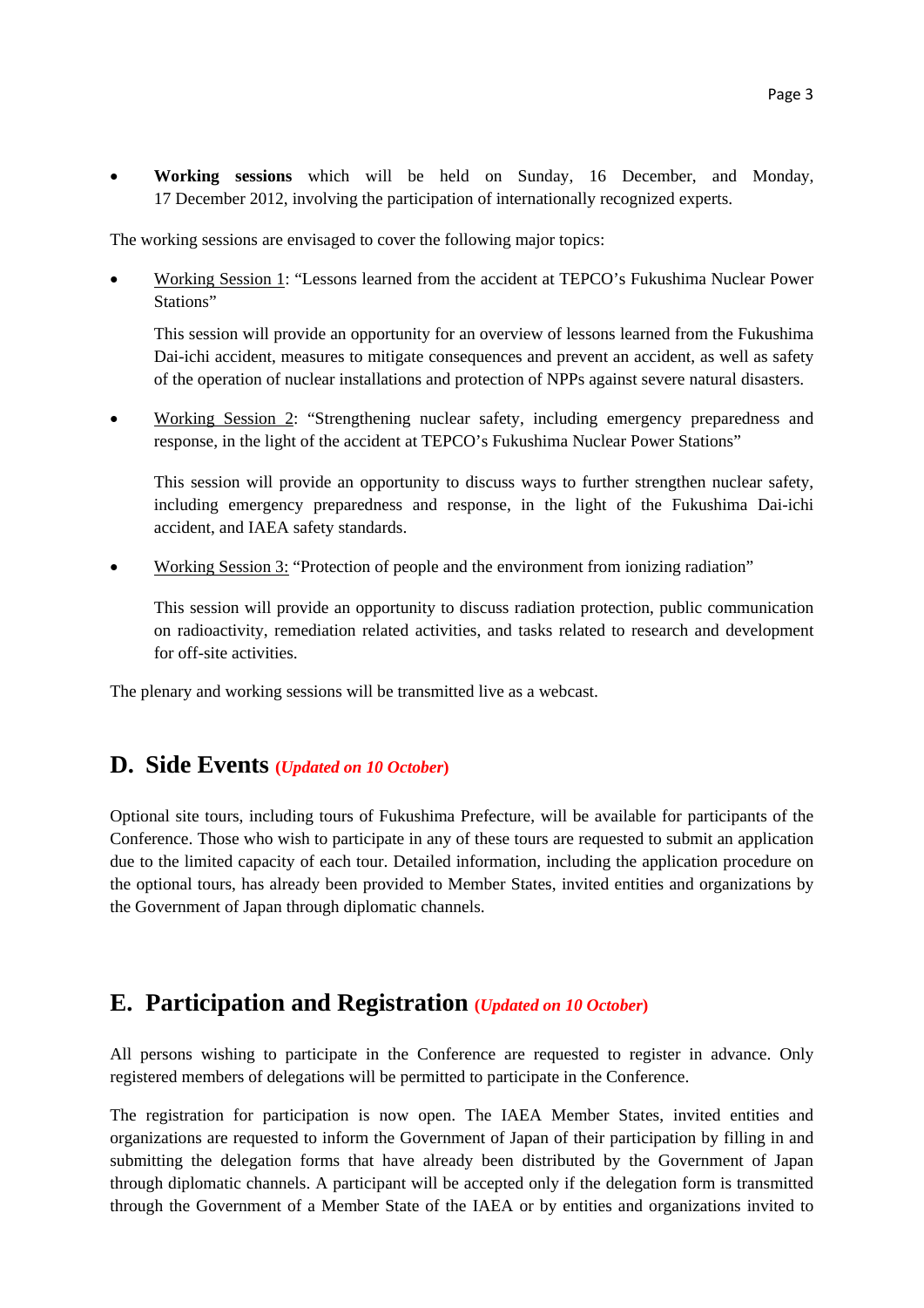- **Working sessions** which will be held on Sunday, 16 December, and Monday, 17 December 2012, involving the participation of internationally recognized experts.

The working sessions are envisaged to cover the following major topics:

- <u>Working Session 1</u>: "Lessons learned from the accident at TEPCO's Fukushima Nuclear Power Stations"

  This session will provide an opportunity for an overview of lessons learned from the Fukushima Dai-ichi accident, measures to mitigate consequences and prevent an accident, as well as safety of the operation of nuclear installations and protection of NPPs against severe natural disasters.

- <u>Working Session 2</u>: "Strengthening nuclear safety, including emergency preparedness and response, in the light of the accident at TEPCO's Fukushima Nuclear Power Stations"

  This session will provide an opportunity to discuss ways to further strengthen nuclear safety, including emergency preparedness and response, in the light of the Fukushima Dai-ichi accident, and IAEA safety standards.

- <u>Working Session 3:</u> "Protection of people and the environment from ionizing radiation"

  This session will provide an opportunity to discuss radiation protection, public communication on radioactivity, remediation related activities, and tasks related to research and development for off-site activities.

The plenary and working sessions will be transmitted live as a webcast.

## D. Side Events (*Updated on 10 October*)

Optional site tours, including tours of Fukushima Prefecture, will be available for participants of the Conference. Those who wish to participate in any of these tours are requested to submit an application due to the limited capacity of each tour. Detailed information, including the application procedure on the optional tours, has already been provided to Member States, invited entities and organizations by the Government of Japan through diplomatic channels.

## E. Participation and Registration (*Updated on 10 October*)

All persons wishing to participate in the Conference are requested to register in advance. Only registered members of delegations will be permitted to participate in the Conference.

The registration for participation is now open. The IAEA Member States, invited entities and organizations are requested to inform the Government of Japan of their participation by filling in and submitting the delegation forms that have already been distributed by the Government of Japan through diplomatic channels. A participant will be accepted only if the delegation form is transmitted through the Government of a Member State of the IAEA or by entities and organizations invited to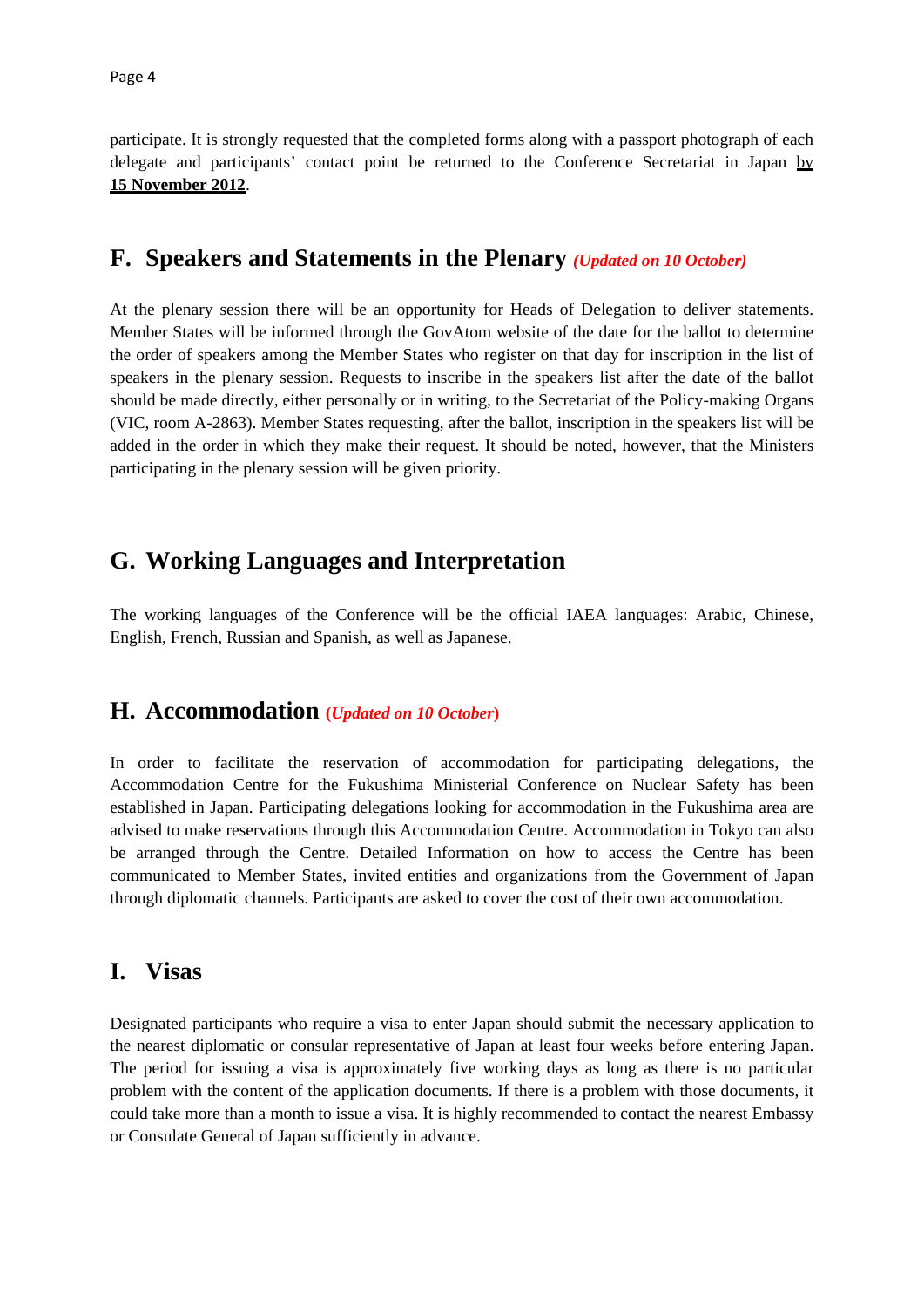participate. It is strongly requested that the completed forms along with a passport photograph of each delegate and participants' contact point be returned to the Conference Secretariat in Japan **by 15 November 2012**.

## F. Speakers and Statements in the Plenary *(Updated on 10 October)*

At the plenary session there will be an opportunity for Heads of Delegation to deliver statements. Member States will be informed through the GovAtom website of the date for the ballot to determine the order of speakers among the Member States who register on that day for inscription in the list of speakers in the plenary session. Requests to inscribe in the speakers list after the date of the ballot should be made directly, either personally or in writing, to the Secretariat of the Policy-making Organs (VIC, room A-2863). Member States requesting, after the ballot, inscription in the speakers list will be added in the order in which they make their request. It should be noted, however, that the Ministers participating in the plenary session will be given priority.

## G. Working Languages and Interpretation

The working languages of the Conference will be the official IAEA languages: Arabic, Chinese, English, French, Russian and Spanish, as well as Japanese.

## H. Accommodation (*Updated on 10 October*)

In order to facilitate the reservation of accommodation for participating delegations, the Accommodation Centre for the Fukushima Ministerial Conference on Nuclear Safety has been established in Japan. Participating delegations looking for accommodation in the Fukushima area are advised to make reservations through this Accommodation Centre. Accommodation in Tokyo can also be arranged through the Centre. Detailed Information on how to access the Centre has been communicated to Member States, invited entities and organizations from the Government of Japan through diplomatic channels. Participants are asked to cover the cost of their own accommodation.

## I. Visas

Designated participants who require a visa to enter Japan should submit the necessary application to the nearest diplomatic or consular representative of Japan at least four weeks before entering Japan. The period for issuing a visa is approximately five working days as long as there is no particular problem with the content of the application documents. If there is a problem with those documents, it could take more than a month to issue a visa. It is highly recommended to contact the nearest Embassy or Consulate General of Japan sufficiently in advance.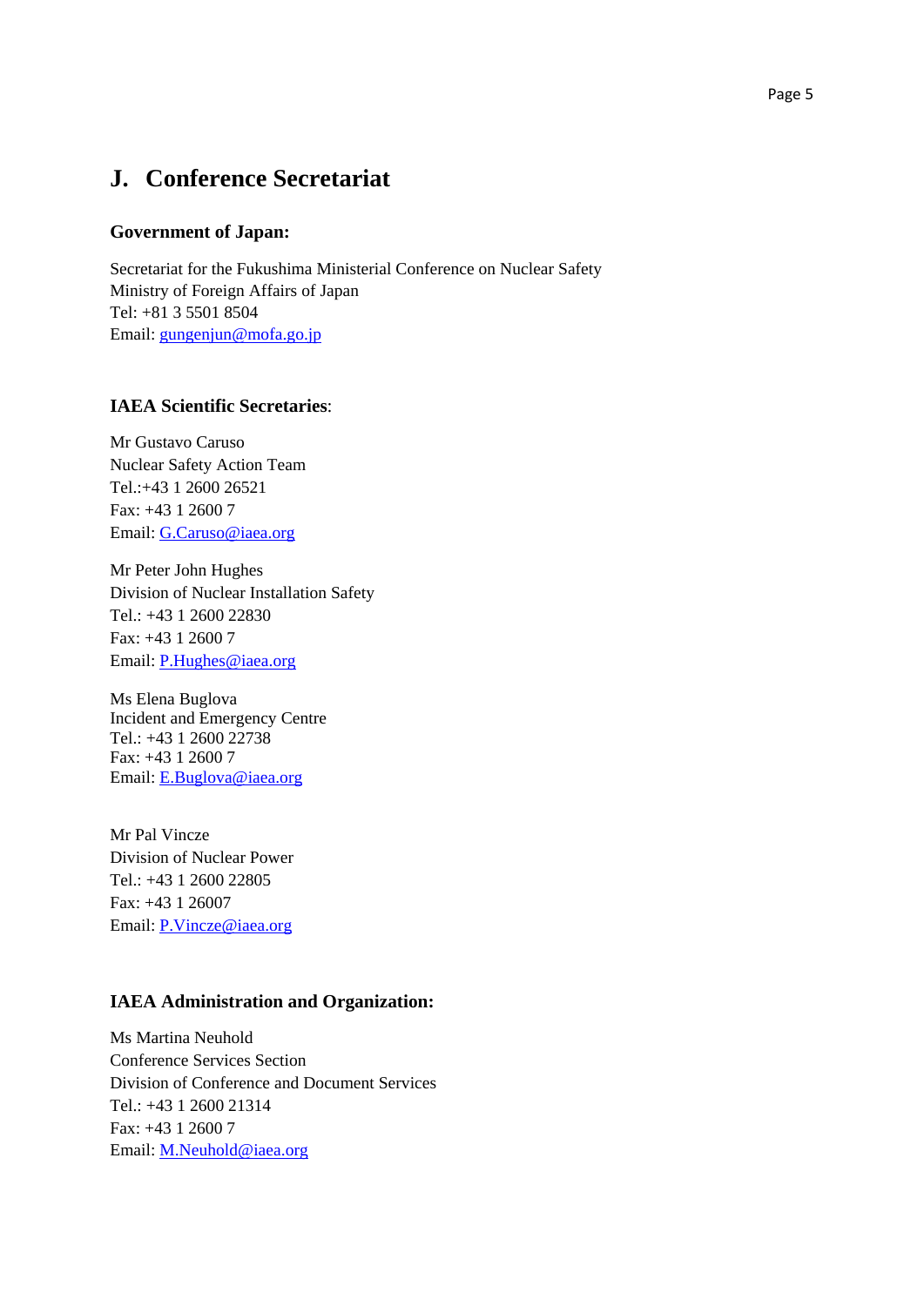## J. Conference Secretariat

### Government of Japan:

Secretariat for the Fukushima Ministerial Conference on Nuclear Safety
Ministry of Foreign Affairs of Japan
Tel: +81 3 5501 8504
Email: gungenjun@mofa.go.jp

### IAEA Scientific Secretaries:

Mr Gustavo Caruso
Nuclear Safety Action Team
Tel.:+43 1 2600 26521
Fax: +43 1 2600 7
Email: G.Caruso@iaea.org

Mr Peter John Hughes
Division of Nuclear Installation Safety
Tel.: +43 1 2600 22830
Fax: +43 1 2600 7
Email: P.Hughes@iaea.org

Ms Elena Buglova
Incident and Emergency Centre
Tel.: +43 1 2600 22738
Fax: +43 1 2600 7
Email: E.Buglova@iaea.org

Mr Pal Vincze
Division of Nuclear Power
Tel.: +43 1 2600 22805
Fax: +43 1 26007
Email: P.Vincze@iaea.org

### IAEA Administration and Organization:

Ms Martina Neuhold
Conference Services Section
Division of Conference and Document Services
Tel.: +43 1 2600 21314
Fax: +43 1 2600 7
Email: M.Neuhold@iaea.org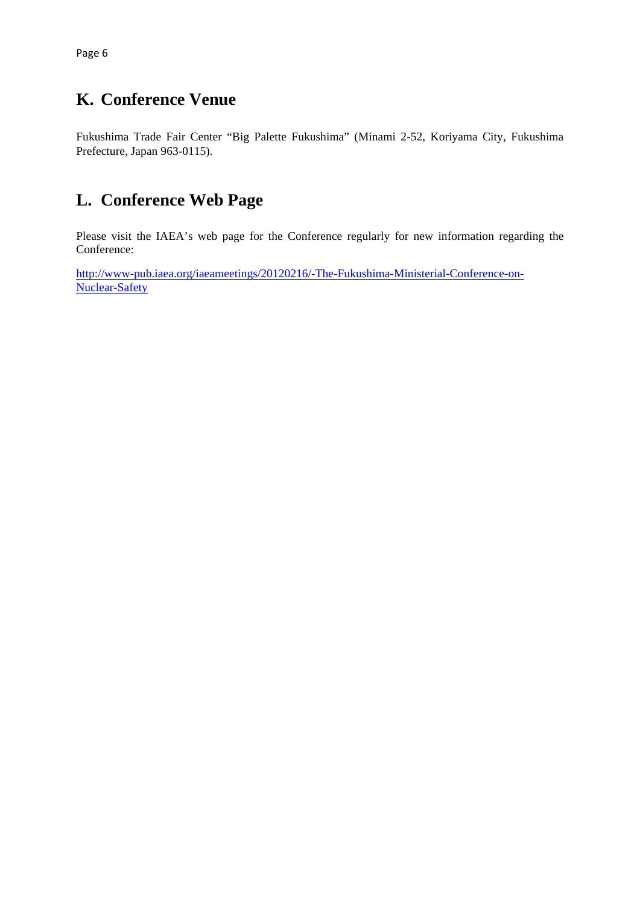## K. Conference Venue

Fukushima Trade Fair Center "Big Palette Fukushima" (Minami 2-52, Koriyama City, Fukushima Prefecture, Japan 963-0115).

## L. Conference Web Page

Please visit the IAEA's web page for the Conference regularly for new information regarding the Conference:

http://www-pub.iaea.org/iaeameetings/20120216/-The-Fukushima-Ministerial-Conference-on-Nuclear-Safety